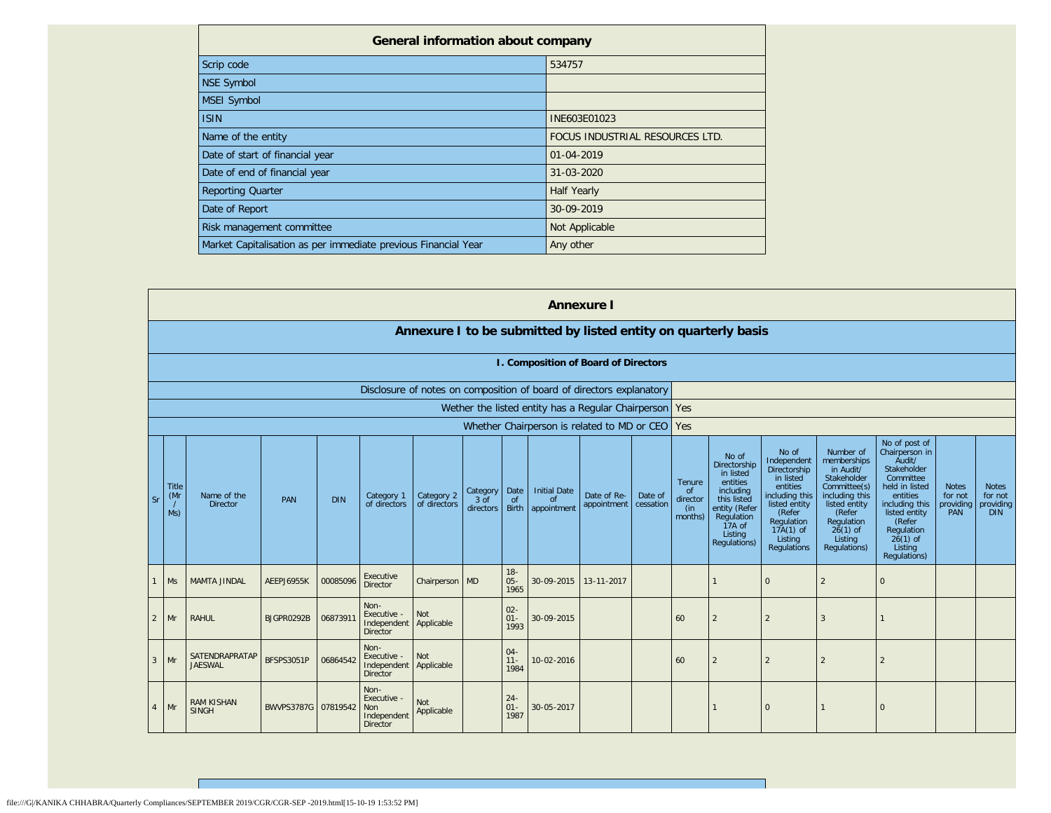## General information about company

| Field | Value |
|---|---|
| Scrip code | 534757 |
| NSE Symbol | |
| MSEI Symbol | |
| ISIN | INE603E01023 |
| Name of the entity | FOCUS INDUSTRIAL RESOURCES LTD. |
| Date of start of financial year | 01-04-2019 |
| Date of end of financial year | 31-03-2020 |
| Reporting Quarter | Half Yearly |
| Date of Report | 30-09-2019 |
| Risk management committee | Not Applicable |
| Market Capitalisation as per immediate previous Financial Year | Any other |

# Annexure I

## Annexure I to be submitted by listed entity on quarterly basis

### I. Composition of Board of Directors

| | |
|---|---|
| Disclosure of notes on composition of board of directors explanatory | |
| Wether the listed entity has a Regular Chairperson | Yes |
| Whether Chairperson is related to MD or CEO | Yes |

| Sr | Title (Mr / Ms) | Name of the Director | PAN | DIN | Category 1 of directors | Category 2 of directors | Category 3 of directors | Date of Birth | Initial Date of appointment | Date of Re-appointment | Date of cessation | Tenure of director (in months) | No of Directorship in listed entities including this listed entity (Refer Regulation 17A of Listing Regulations) | No of Independent Directorship in listed entities including this listed entity (Refer Regulation 17A(1) of Listing Regulations | Number of memberships in Audit/ Stakeholder Committee(s) including this listed entity (Refer Regulation 26(1) of Listing Regulations) | No of post of Chairperson in Audit/ Stakeholder Committee held in listed entities including this listed entity (Refer Regulation 26(1) of Listing Regulations) | Notes for not providing PAN | Notes for not providing DIN |
|---|---|---|---|---|---|---|---|---|---|---|---|---|---|---|---|---|---|---|
| 1 | Ms | MAMTA JINDAL | AEEPJ6955K | 00085096 | Executive Director | Chairperson | MD | 18-05-1965 | 30-09-2015 | 13-11-2017 | | | 1 | 0 | 2 | 0 | | |
| 2 | Mr | RAHUL | BJGPR0292B | 06873911 | Non-Executive - Independent Director | Not Applicable | | 02-01-1993 | 30-09-2015 | | | 60 | 2 | 2 | 3 | 1 | | |
| 3 | Mr | SATENDRAPRATAP JAESWAL | BFSPS3051P | 06864542 | Non-Executive - Independent Director | Not Applicable | | 04-11-1984 | 10-02-2016 | | | 60 | 2 | 2 | 2 | 2 | | |
| 4 | Mr | RAM KISHAN SINGH | BWVPS3787G | 07819542 | Non-Executive - Non Independent Director | Not Applicable | | 24-01-1987 | 30-05-2017 | | | | 1 | 0 | 1 | 0 | | |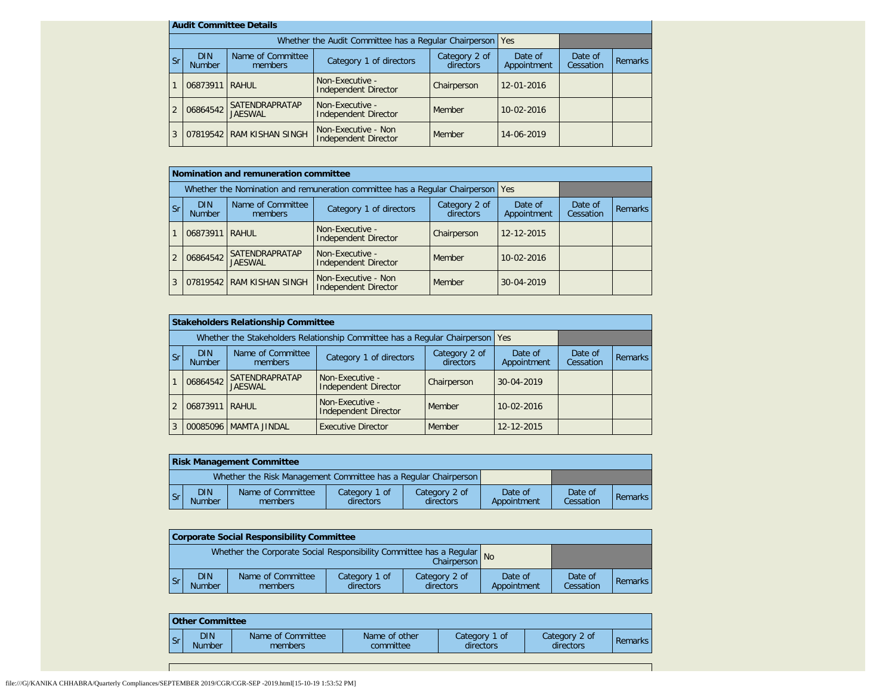## Audit Committee Details

| Whether the Audit Committee has a Regular Chairperson | | | | Yes | | | |
|---|---|---|---|---|---|---|---|
| Sr | DIN Number | Name of Committee members | Category 1 of directors | Category 2 of directors | Date of Appointment | Date of Cessation | Remarks |
| 1 | 06873911 | RAHUL | Non-Executive - Independent Director | Chairperson | 12-01-2016 | | |
| 2 | 06864542 | SATENDRAPRATAP JAESWAL | Non-Executive - Independent Director | Member | 10-02-2016 | | |
| 3 | 07819542 | RAM KISHAN SINGH | Non-Executive - Non Independent Director | Member | 14-06-2019 | | |

## Nomination and remuneration committee

| Whether the Nomination and remuneration committee has a Regular Chairperson | | | | Yes | | | |
|---|---|---|---|---|---|---|---|
| Sr | DIN Number | Name of Committee members | Category 1 of directors | Category 2 of directors | Date of Appointment | Date of Cessation | Remarks |
| 1 | 06873911 | RAHUL | Non-Executive - Independent Director | Chairperson | 12-12-2015 | | |
| 2 | 06864542 | SATENDRAPRATAP JAESWAL | Non-Executive - Independent Director | Member | 10-02-2016 | | |
| 3 | 07819542 | RAM KISHAN SINGH | Non-Executive - Non Independent Director | Member | 30-04-2019 | | |

## Stakeholders Relationship Committee

| Whether the Stakeholders Relationship Committee has a Regular Chairperson | | | | Yes | | | |
|---|---|---|---|---|---|---|---|
| Sr | DIN Number | Name of Committee members | Category 1 of directors | Category 2 of directors | Date of Appointment | Date of Cessation | Remarks |
| 1 | 06864542 | SATENDRAPRATAP JAESWAL | Non-Executive - Independent Director | Chairperson | 30-04-2019 | | |
| 2 | 06873911 | RAHUL | Non-Executive - Independent Director | Member | 10-02-2016 | | |
| 3 | 00085096 | MAMTA JINDAL | Executive Director | Member | 12-12-2015 | | |

## Risk Management Committee

| Whether the Risk Management Committee has a Regular Chairperson | | | | | | | |
|---|---|---|---|---|---|---|---|
| Sr | DIN Number | Name of Committee members | Category 1 of directors | Category 2 of directors | Date of Appointment | Date of Cessation | Remarks |

## Corporate Social Responsibility Committee

| Whether the Corporate Social Responsibility Committee has a Regular Chairperson | | | | No | | | |
|---|---|---|---|---|---|---|---|
| Sr | DIN Number | Name of Committee members | Category 1 of directors | Category 2 of directors | Date of Appointment | Date of Cessation | Remarks |

## Other Committee

| Sr | DIN Number | Name of Committee members | Name of other committee | Category 1 of directors | Category 2 of directors | Remarks |
|---|---|---|---|---|---|---|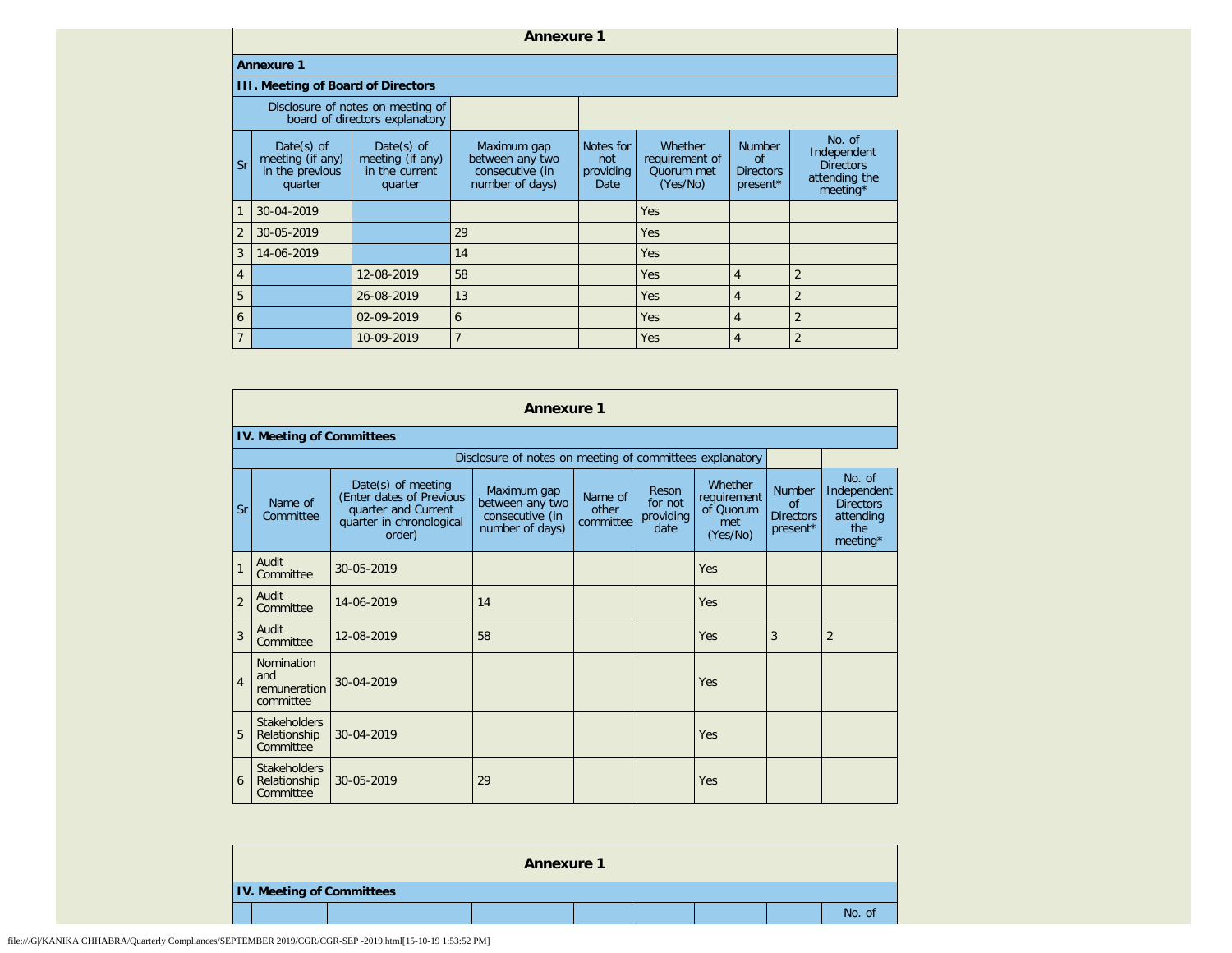## Annexure 1

**Annexure 1**

**III. Meeting of Board of Directors**

| Disclosure of notes on meeting of board of directors explanatory | | | | | | | |
|---|---|---|---|---|---|---|---|
| Sr | Date(s) of meeting (if any) in the previous quarter | Date(s) of meeting (if any) in the current quarter | Maximum gap between any two consecutive (in number of days) | Notes for not providing Date | Whether requirement of Quorum met (Yes/No) | Number of Directors present* | No. of Independent Directors attending the meeting* |
| 1 | 30-04-2019 | | | | Yes | | |
| 2 | 30-05-2019 | | 29 | | Yes | | |
| 3 | 14-06-2019 | | 14 | | Yes | | |
| 4 | | 12-08-2019 | 58 | | Yes | 4 | 2 |
| 5 | | 26-08-2019 | 13 | | Yes | 4 | 2 |
| 6 | | 02-09-2019 | 6 | | Yes | 4 | 2 |
| 7 | | 10-09-2019 | 7 | | Yes | 4 | 2 |

## Annexure 1

**IV. Meeting of Committees**

| Disclosure of notes on meeting of committees explanatory | | | | | | | | |
|---|---|---|---|---|---|---|---|---|
| Sr | Name of Committee | Date(s) of meeting (Enter dates of Previous quarter and Current quarter in chronological order) | Maximum gap between any two consecutive (in number of days) | Name of other committee | Reson for not providing date | Whether requirement of Quorum met (Yes/No) | Number of Directors present* | No. of Independent Directors attending the meeting* |
| 1 | Audit Committee | 30-05-2019 | | | | Yes | | |
| 2 | Audit Committee | 14-06-2019 | 14 | | | Yes | | |
| 3 | Audit Committee | 12-08-2019 | 58 | | | Yes | 3 | 2 |
| 4 | Nomination and remuneration committee | 30-04-2019 | | | | Yes | | |
| 5 | Stakeholders Relationship Committee | 30-04-2019 | | | | Yes | | |
| 6 | Stakeholders Relationship Committee | 30-05-2019 | 29 | | | Yes | | |

## Annexure 1

**IV. Meeting of Committees**

| | | | | | | | | No. of |
|---|---|---|---|---|---|---|---|---|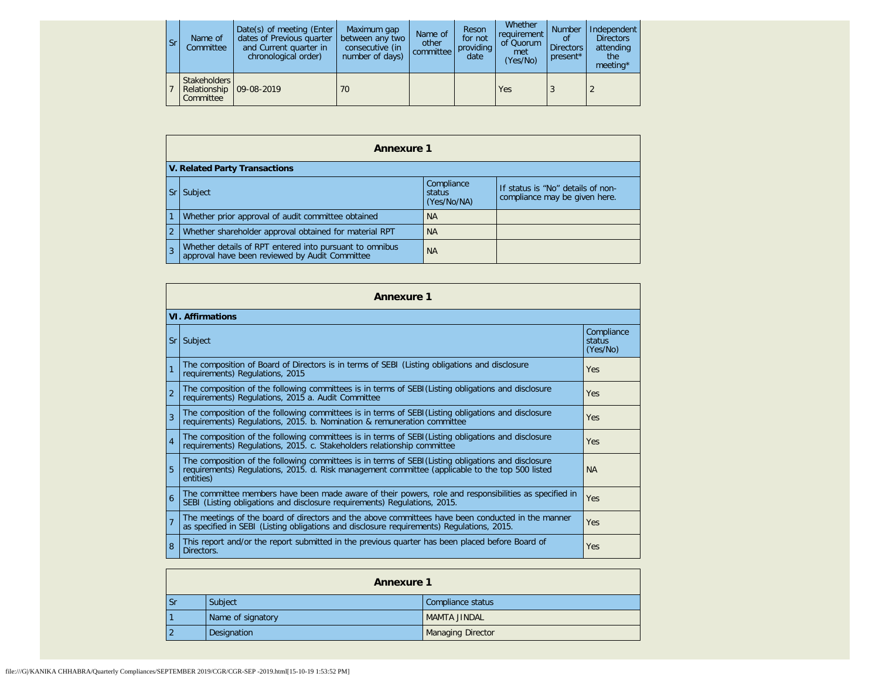| Sr | Name of Committee | Date(s) of meeting (Enter dates of Previous quarter and Current quarter in chronological order) | Maximum gap between any two consecutive (in number of days) | Name of other committee | Reson for not providing date | Whether requirement of Quorum met (Yes/No) | Number of Directors present* | Independent Directors attending the meeting* |
|---|---|---|---|---|---|---|---|---|
| 7 | Stakeholders Relationship Committee | 09-08-2019 | 70 | | | Yes | 3 | 2 |

## Annexure 1

**V. Related Party Transactions**

| Sr | Subject | Compliance status (Yes/No/NA) | If status is "No" details of non-compliance may be given here. |
|---|---|---|---|
| 1 | Whether prior approval of audit committee obtained | NA | |
| 2 | Whether shareholder approval obtained for material RPT | NA | |
| 3 | Whether details of RPT entered into pursuant to omnibus approval have been reviewed by Audit Committee | NA | |

## Annexure 1

**VI. Affirmations**

| Sr | Subject | Compliance status (Yes/No) |
|---|---|---|
| 1 | The composition of Board of Directors is in terms of SEBI (Listing obligations and disclosure requirements) Regulations, 2015 | Yes |
| 2 | The composition of the following committees is in terms of SEBI(Listing obligations and disclosure requirements) Regulations, 2015 a. Audit Committee | Yes |
| 3 | The composition of the following committees is in terms of SEBI(Listing obligations and disclosure requirements) Regulations, 2015. b. Nomination & remuneration committee | Yes |
| 4 | The composition of the following committees is in terms of SEBI(Listing obligations and disclosure requirements) Regulations, 2015. c. Stakeholders relationship committee | Yes |
| 5 | The composition of the following committees is in terms of SEBI(Listing obligations and disclosure requirements) Regulations, 2015. d. Risk management committee (applicable to the top 500 listed entities) | NA |
| 6 | The committee members have been made aware of their powers, role and responsibilities as specified in SEBI (Listing obligations and disclosure requirements) Regulations, 2015. | Yes |
| 7 | The meetings of the board of directors and the above committees have been conducted in the manner as specified in SEBI (Listing obligations and disclosure requirements) Regulations, 2015. | Yes |
| 8 | This report and/or the report submitted in the previous quarter has been placed before Board of Directors. | Yes |

## Annexure 1

| Sr | Subject | Compliance status |
|---|---|---|
| 1 | Name of signatory | MAMTA JINDAL |
| 2 | Designation | Managing Director |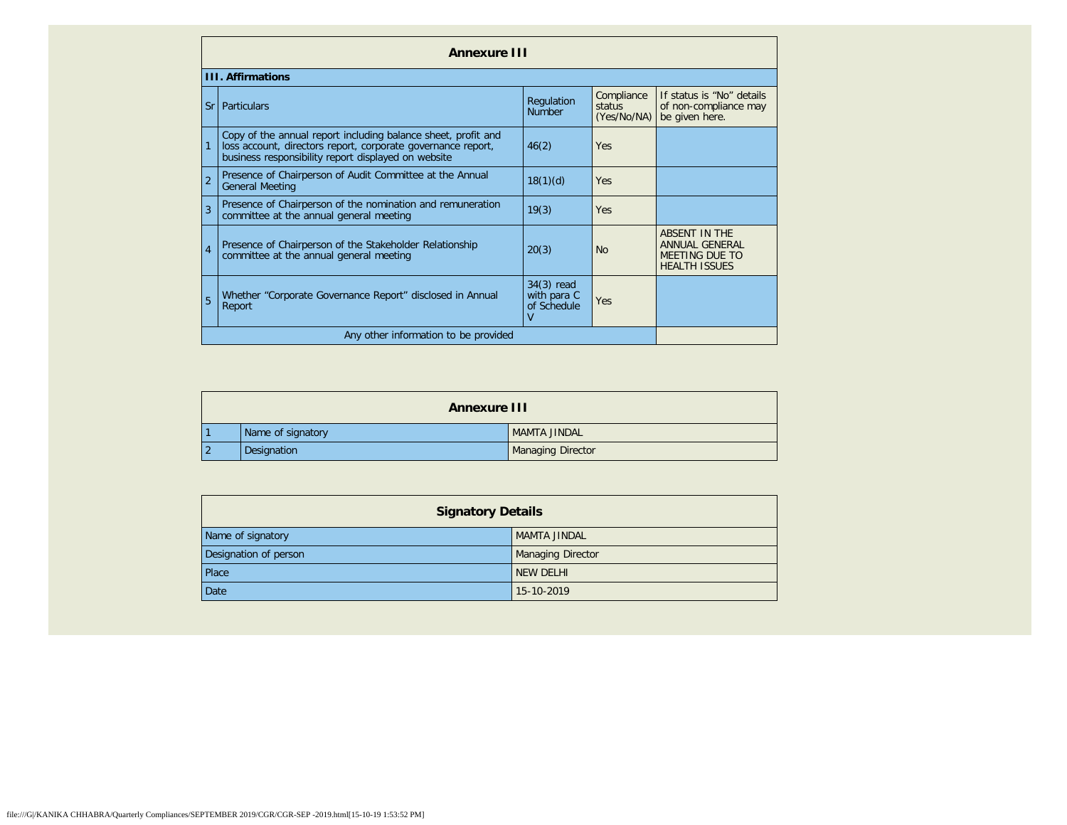## Annexure III

### III. Affirmations

| Sr | Particulars | Regulation Number | Compliance status (Yes/No/NA) | If status is "No" details of non-compliance may be given here. |
|---|---|---|---|---|
| 1 | Copy of the annual report including balance sheet, profit and loss account, directors report, corporate governance report, business responsibility report displayed on website | 46(2) | Yes | |
| 2 | Presence of Chairperson of Audit Committee at the Annual General Meeting | 18(1)(d) | Yes | |
| 3 | Presence of Chairperson of the nomination and remuneration committee at the annual general meeting | 19(3) | Yes | |
| 4 | Presence of Chairperson of the Stakeholder Relationship committee at the annual general meeting | 20(3) | No | ABSENT IN THE ANNUAL GENERAL MEETING DUE TO HEALTH ISSUES |
| 5 | Whether "Corporate Governance Report" disclosed in Annual Report | 34(3) read with para C of Schedule V | Yes | |
| | Any other information to be provided | | | |

## Annexure III

| | | |
|---|---|---|
| 1 | Name of signatory | MAMTA JINDAL |
| 2 | Designation | Managing Director |

## Signatory Details

| | |
|---|---|
| Name of signatory | MAMTA JINDAL |
| Designation of person | Managing Director |
| Place | NEW DELHI |
| Date | 15-10-2019 |